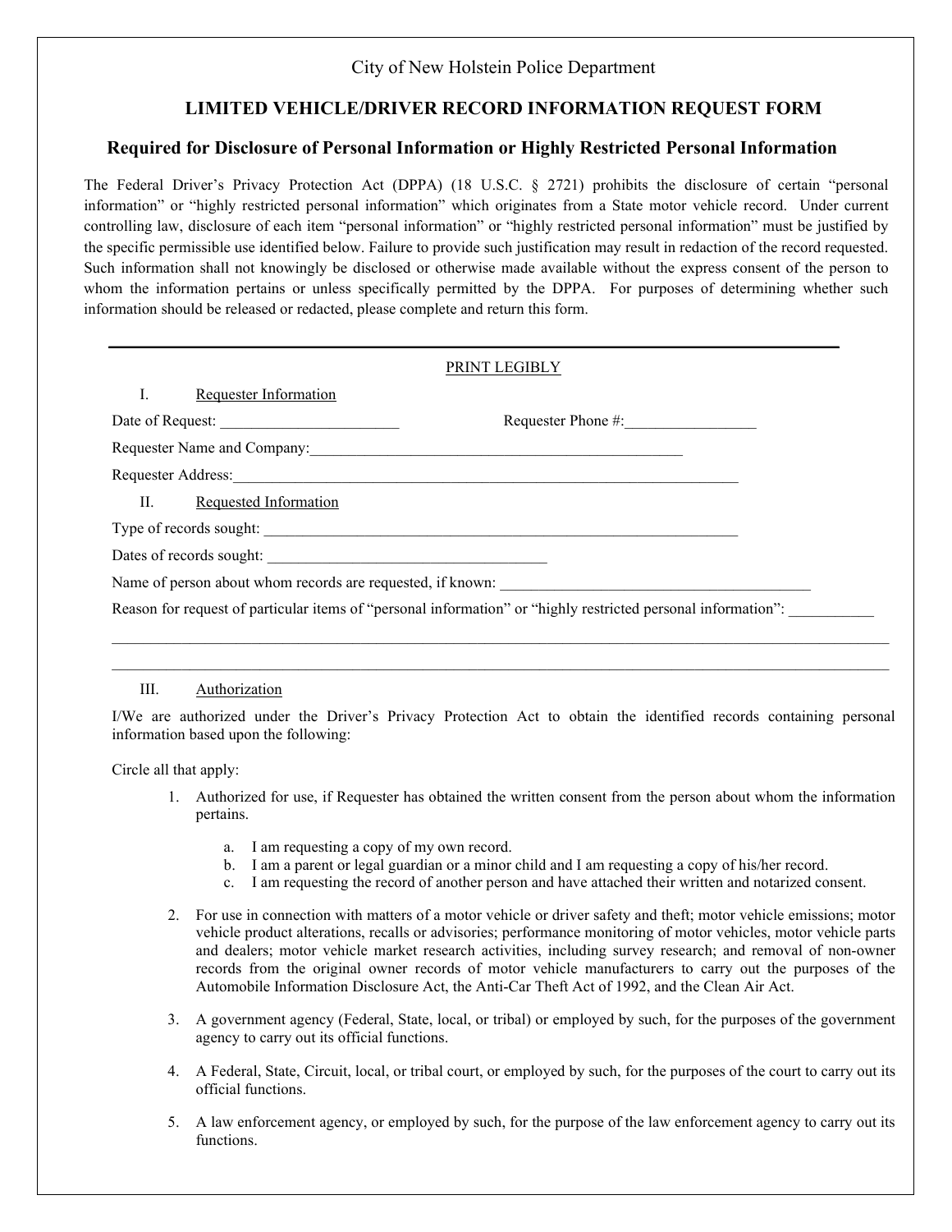City of New Holstein Police Department

# LIMITED VEHICLE/DRIVER RECORD INFORMATION REQUEST FORM

## Required for Disclosure of Personal Information or Highly Restricted Personal Information

The Federal Driver's Privacy Protection Act (DPPA) (18 U.S.C. § 2721) prohibits the disclosure of certain "personal information" or "highly restricted personal information" which originates from a State motor vehicle record. Under current controlling law, disclosure of each item "personal information" or "highly restricted personal information" must be justified by the specific permissible use identified below. Failure to provide such justification may result in redaction of the record requested. Such information shall not knowingly be disclosed or otherwise made available without the express consent of the person to whom the information pertains or unless specifically permitted by the DPPA. For purposes of determining whether such information should be released or redacted, please complete and return this form.

---

PRINT LEGIBLY

I. Requester Information

Date of Request: _______________________ Requester Phone #:_________________

Requester Name and Company:_________________________________________________

Requester Address:___________________________________________________________________

II. Requested Information

Type of records sought: _______________________________________________________________

Dates of records sought: _____________________________________

Name of person about whom records are requested, if known: ________________________________________

Reason for request of particular items of "personal information" or "highly restricted personal information": ___________

_____________________________________________________________________________________________________

_____________________________________________________________________________________________________

III. Authorization

I/We are authorized under the Driver's Privacy Protection Act to obtain the identified records containing personal information based upon the following:

Circle all that apply:

1. Authorized for use, if Requester has obtained the written consent from the person about whom the information pertains.
   a. I am requesting a copy of my own record.
   b. I am a parent or legal guardian or a minor child and I am requesting a copy of his/her record.
   c. I am requesting the record of another person and have attached their written and notarized consent.
2. For use in connection with matters of a motor vehicle or driver safety and theft; motor vehicle emissions; motor vehicle product alterations, recalls or advisories; performance monitoring of motor vehicles, motor vehicle parts and dealers; motor vehicle market research activities, including survey research; and removal of non-owner records from the original owner records of motor vehicle manufacturers to carry out the purposes of the Automobile Information Disclosure Act, the Anti-Car Theft Act of 1992, and the Clean Air Act.
3. A government agency (Federal, State, local, or tribal) or employed by such, for the purposes of the government agency to carry out its official functions.
4. A Federal, State, Circuit, local, or tribal court, or employed by such, for the purposes of the court to carry out its official functions.
5. A law enforcement agency, or employed by such, for the purpose of the law enforcement agency to carry out its functions.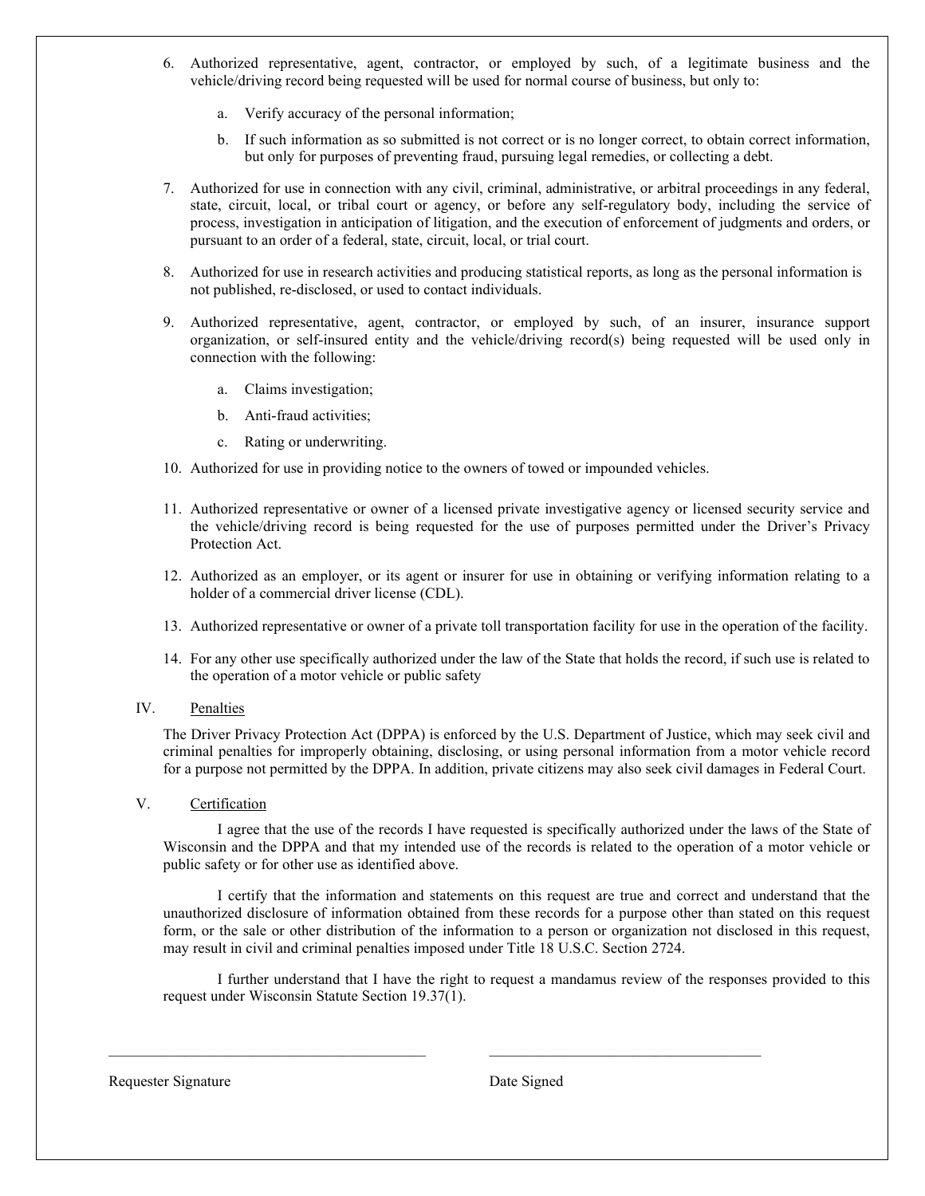6. Authorized representative, agent, contractor, or employed by such, of a legitimate business and the vehicle/driving record being requested will be used for normal course of business, but only to:

   a. Verify accuracy of the personal information;

   b. If such information as so submitted is not correct or is no longer correct, to obtain correct information, but only for purposes of preventing fraud, pursuing legal remedies, or collecting a debt.

7. Authorized for use in connection with any civil, criminal, administrative, or arbitral proceedings in any federal, state, circuit, local, or tribal court or agency, or before any self-regulatory body, including the service of process, investigation in anticipation of litigation, and the execution of enforcement of judgments and orders, or pursuant to an order of a federal, state, circuit, local, or trial court.

8. Authorized for use in research activities and producing statistical reports, as long as the personal information is not published, re-disclosed, or used to contact individuals.

9. Authorized representative, agent, contractor, or employed by such, of an insurer, insurance support organization, or self-insured entity and the vehicle/driving record(s) being requested will be used only in connection with the following:

   a. Claims investigation;

   b. Anti-fraud activities;

   c. Rating or underwriting.

10. Authorized for use in providing notice to the owners of towed or impounded vehicles.

11. Authorized representative or owner of a licensed private investigative agency or licensed security service and the vehicle/driving record is being requested for the use of purposes permitted under the Driver's Privacy Protection Act.

12. Authorized as an employer, or its agent or insurer for use in obtaining or verifying information relating to a holder of a commercial driver license (CDL).

13. Authorized representative or owner of a private toll transportation facility for use in the operation of the facility.

14. For any other use specifically authorized under the law of the State that holds the record, if such use is related to the operation of a motor vehicle or public safety

## IV. Penalties

The Driver Privacy Protection Act (DPPA) is enforced by the U.S. Department of Justice, which may seek civil and criminal penalties for improperly obtaining, disclosing, or using personal information from a motor vehicle record for a purpose not permitted by the DPPA. In addition, private citizens may also seek civil damages in Federal Court.

## V. Certification

I agree that the use of the records I have requested is specifically authorized under the laws of the State of Wisconsin and the DPPA and that my intended use of the records is related to the operation of a motor vehicle or public safety or for other use as identified above.

I certify that the information and statements on this request are true and correct and understand that the unauthorized disclosure of information obtained from these records for a purpose other than stated on this request form, or the sale or other distribution of the information to a person or organization not disclosed in this request, may result in civil and criminal penalties imposed under Title 18 U.S.C. Section 2724.

I further understand that I have the right to request a mandamus review of the responses provided to this request under Wisconsin Statute Section 19.37(1).

\_\_\_\_\_\_\_\_\_\_\_\_\_\_\_\_\_\_\_\_\_\_\_\_\_\_\_\_\_\_\_\_\_\_\_\_\_\_\_\_ \_\_\_\_\_\_\_\_\_\_\_\_\_\_\_\_\_\_\_\_\_\_\_\_\_\_\_\_\_\_\_\_\_\_\_\_

Requester Signature Date Signed